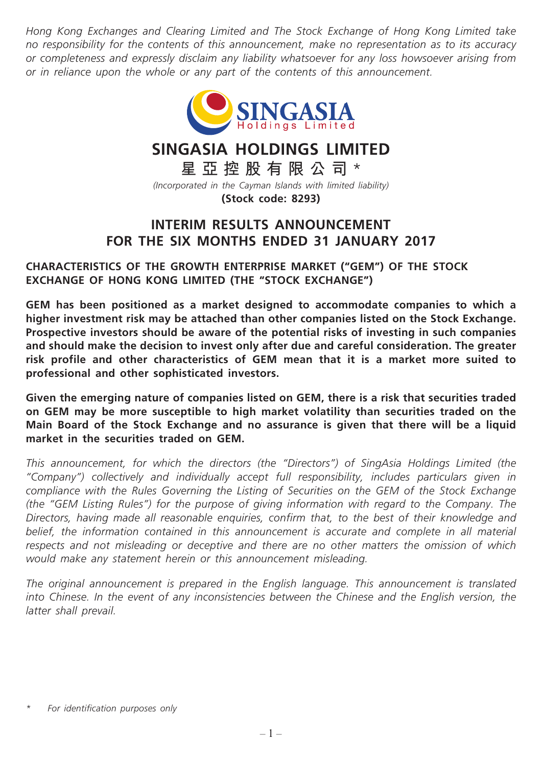*Hong Kong Exchanges and Clearing Limited and The Stock Exchange of Hong Kong Limited take no responsibility for the contents of this announcement, make no representation as to its accuracy or completeness and expressly disclaim any liability whatsoever for any loss howsoever arising from or in reliance upon the whole or any part of the contents of this announcement.*

# SINGASIA HOLDINGS LIMITED

# 星亞控股有限公司 *

*(Incorporated in the Cayman Islands with limited liability)*

**(Stock code: 8293)**

## INTERIM RESULTS ANNOUNCEMENT FOR THE SIX MONTHS ENDED 31 JANUARY 2017

### CHARACTERISTICS OF THE GROWTH ENTERPRISE MARKET ("GEM") OF THE STOCK EXCHANGE OF HONG KONG LIMITED (THE "STOCK EXCHANGE")

**GEM has been positioned as a market designed to accommodate companies to which a higher investment risk may be attached than other companies listed on the Stock Exchange. Prospective investors should be aware of the potential risks of investing in such companies and should make the decision to invest only after due and careful consideration. The greater risk profile and other characteristics of GEM mean that it is a market more suited to professional and other sophisticated investors.**

**Given the emerging nature of companies listed on GEM, there is a risk that securities traded on GEM may be more susceptible to high market volatility than securities traded on the Main Board of the Stock Exchange and no assurance is given that there will be a liquid market in the securities traded on GEM.**

*This announcement, for which the directors (the "Directors") of SingAsia Holdings Limited (the "Company") collectively and individually accept full responsibility, includes particulars given in compliance with the Rules Governing the Listing of Securities on the GEM of the Stock Exchange (the "GEM Listing Rules") for the purpose of giving information with regard to the Company. The Directors, having made all reasonable enquiries, confirm that, to the best of their knowledge and belief, the information contained in this announcement is accurate and complete in all material respects and not misleading or deceptive and there are no other matters the omission of which would make any statement herein or this announcement misleading.*

*The original announcement is prepared in the English language. This announcement is translated into Chinese. In the event of any inconsistencies between the Chinese and the English version, the latter shall prevail.*

\* For identification purposes only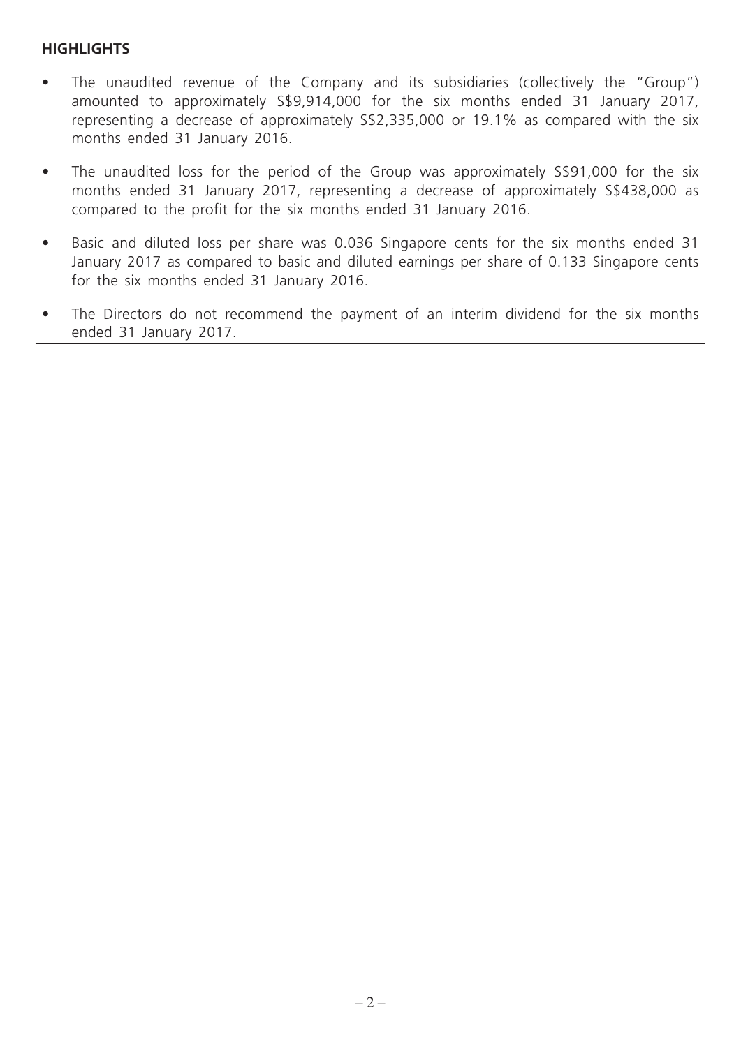## HIGHLIGHTS

- The unaudited revenue of the Company and its subsidiaries (collectively the "Group") amounted to approximately S$9,914,000 for the six months ended 31 January 2017, representing a decrease of approximately S$2,335,000 or 19.1% as compared with the six months ended 31 January 2016.
- The unaudited loss for the period of the Group was approximately S$91,000 for the six months ended 31 January 2017, representing a decrease of approximately S$438,000 as compared to the profit for the six months ended 31 January 2016.
- Basic and diluted loss per share was 0.036 Singapore cents for the six months ended 31 January 2017 as compared to basic and diluted earnings per share of 0.133 Singapore cents for the six months ended 31 January 2016.
- The Directors do not recommend the payment of an interim dividend for the six months ended 31 January 2017.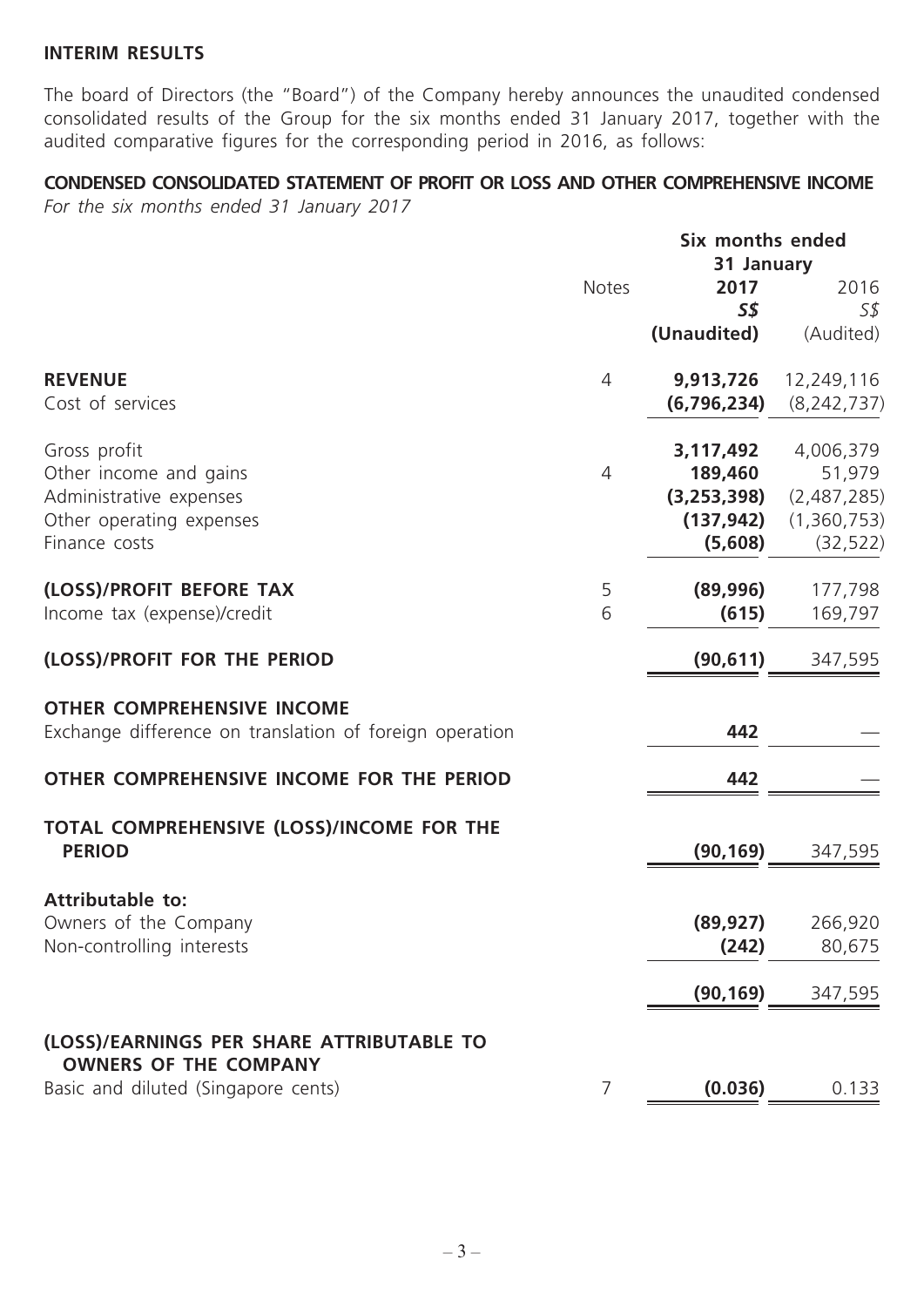## INTERIM RESULTS

The board of Directors (the "Board") of the Company hereby announces the unaudited condensed consolidated results of the Group for the six months ended 31 January 2017, together with the audited comparative figures for the corresponding period in 2016, as follows:

## CONDENSED CONSOLIDATED STATEMENT OF PROFIT OR LOSS AND OTHER COMPREHENSIVE INCOME

*For the six months ended 31 January 2017*

| | Notes | Six months ended 31 January | |
|---|---|---|---|
| | | **2017** | 2016 |
| | | ***S$*** | *S$* |
| | | **(Unaudited)** | (Audited) |
| **REVENUE** | 4 | **9,913,726** | 12,249,116 |
| Cost of services | | **(6,796,234)** | (8,242,737) |
| Gross profit | | **3,117,492** | 4,006,379 |
| Other income and gains | 4 | **189,460** | 51,979 |
| Administrative expenses | | **(3,253,398)** | (2,487,285) |
| Other operating expenses | | **(137,942)** | (1,360,753) |
| Finance costs | | **(5,608)** | (32,522) |
| **(LOSS)/PROFIT BEFORE TAX** | 5 | **(89,996)** | 177,798 |
| Income tax (expense)/credit | 6 | **(615)** | 169,797 |
| **(LOSS)/PROFIT FOR THE PERIOD** | | **(90,611)** | 347,595 |
| **OTHER COMPREHENSIVE INCOME** | | | |
| Exchange difference on translation of foreign operation | | **442** | — |
| **OTHER COMPREHENSIVE INCOME FOR THE PERIOD** | | **442** | — |
| **TOTAL COMPREHENSIVE (LOSS)/INCOME FOR THE PERIOD** | | **(90,169)** | 347,595 |
| **Attributable to:** | | | |
| Owners of the Company | | **(89,927)** | 266,920 |
| Non-controlling interests | | **(242)** | 80,675 |
| | | **(90,169)** | 347,595 |
| **(LOSS)/EARNINGS PER SHARE ATTRIBUTABLE TO OWNERS OF THE COMPANY** | | | |
| Basic and diluted (Singapore cents) | 7 | **(0.036)** | 0.133 |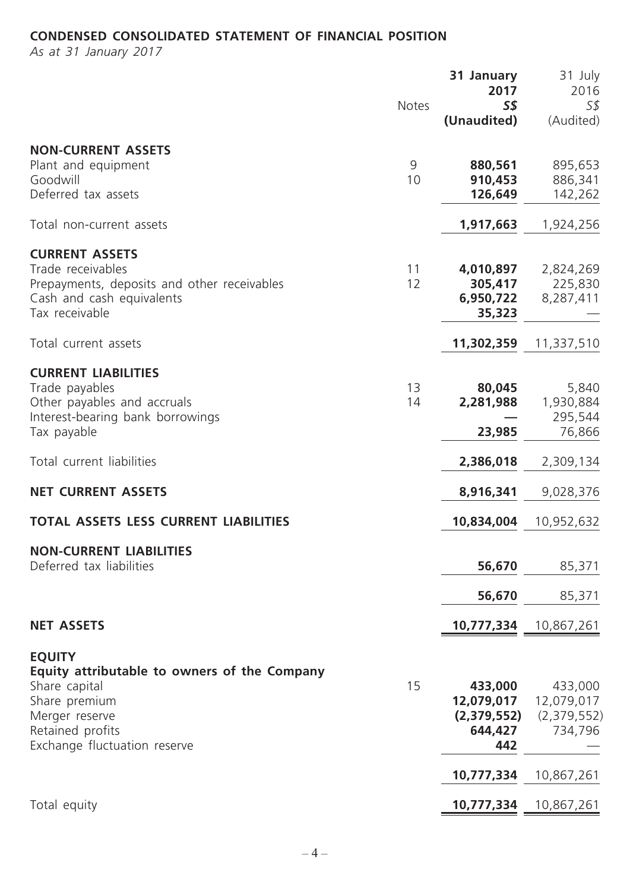## CONDENSED CONSOLIDATED STATEMENT OF FINANCIAL POSITION

*As at 31 January 2017*

| | Notes | 31 January 2017 S$ (Unaudited) | 31 July 2016 S$ (Audited) |
|---|---|---|---|
| **NON-CURRENT ASSETS** | | | |
| Plant and equipment | 9 | **880,561** | 895,653 |
| Goodwill | 10 | **910,453** | 886,341 |
| Deferred tax assets | | **126,649** | 142,262 |
| Total non-current assets | | **1,917,663** | 1,924,256 |
| **CURRENT ASSETS** | | | |
| Trade receivables | 11 | **4,010,897** | 2,824,269 |
| Prepayments, deposits and other receivables | 12 | **305,417** | 225,830 |
| Cash and cash equivalents | | **6,950,722** | 8,287,411 |
| Tax receivable | | **35,323** | — |
| Total current assets | | **11,302,359** | 11,337,510 |
| **CURRENT LIABILITIES** | | | |
| Trade payables | 13 | **80,045** | 5,840 |
| Other payables and accruals | 14 | **2,281,988** | 1,930,884 |
| Interest-bearing bank borrowings | | **—** | 295,544 |
| Tax payable | | **23,985** | 76,866 |
| Total current liabilities | | **2,386,018** | 2,309,134 |
| **NET CURRENT ASSETS** | | **8,916,341** | 9,028,376 |
| **TOTAL ASSETS LESS CURRENT LIABILITIES** | | **10,834,004** | 10,952,632 |
| **NON-CURRENT LIABILITIES** | | | |
| Deferred tax liabilities | | **56,670** | 85,371 |
| | | **56,670** | 85,371 |
| **NET ASSETS** | | **10,777,334** | 10,867,261 |
| **EQUITY** | | | |
| **Equity attributable to owners of the Company** | | | |
| Share capital | 15 | **433,000** | 433,000 |
| Share premium | | **12,079,017** | 12,079,017 |
| Merger reserve | | **(2,379,552)** | (2,379,552) |
| Retained profits | | **644,427** | 734,796 |
| Exchange fluctuation reserve | | **442** | — |
| | | **10,777,334** | 10,867,261 |
| Total equity | | **10,777,334** | 10,867,261 |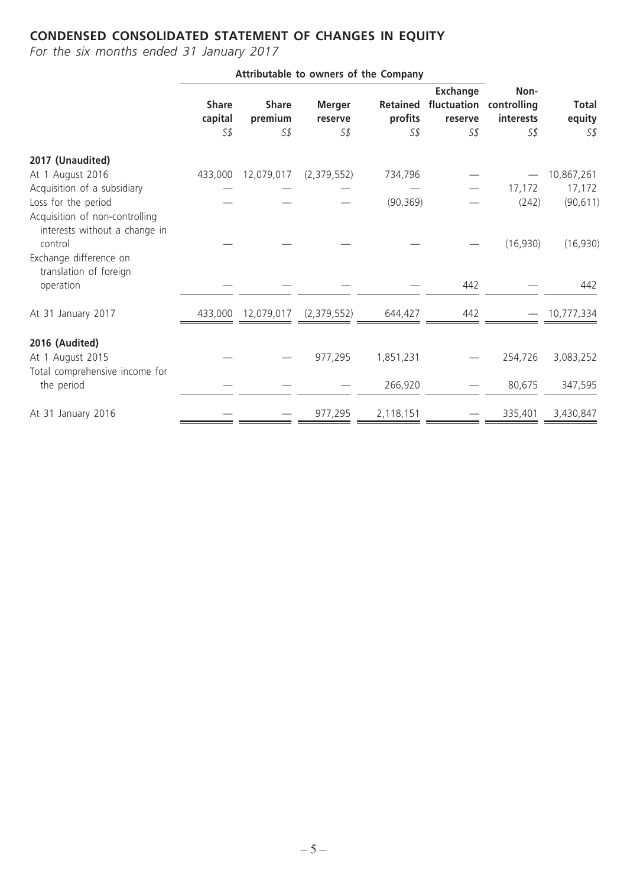## CONDENSED CONSOLIDATED STATEMENT OF CHANGES IN EQUITY

*For the six months ended 31 January 2017*

| | Attributable to owners of the Company | | | | | | |
|---|---|---|---|---|---|---|---|
| | **Share capital** | **Share premium** | **Merger reserve** | **Retained profits** | **Exchange fluctuation reserve** | **Non-controlling interests** | **Total equity** |
| | *S$* | *S$* | *S$* | *S$* | *S$* | *S$* | *S$* |
| **2017 (Unaudited)** | | | | | | | |
| At 1 August 2016 | 433,000 | 12,079,017 | (2,379,552) | 734,796 | — | — | 10,867,261 |
| Acquisition of a subsidiary | — | — | — | — | — | 17,172 | 17,172 |
| Loss for the period | — | — | — | (90,369) | — | (242) | (90,611) |
| Acquisition of non-controlling interests without a change in control | — | — | — | — | — | (16,930) | (16,930) |
| Exchange difference on translation of foreign operation | — | — | — | — | 442 | — | 442 |
| At 31 January 2017 | 433,000 | 12,079,017 | (2,379,552) | 644,427 | 442 | — | 10,777,334 |
| **2016 (Audited)** | | | | | | | |
| At 1 August 2015 | — | — | 977,295 | 1,851,231 | — | 254,726 | 3,083,252 |
| Total comprehensive income for the period | — | — | — | 266,920 | — | 80,675 | 347,595 |
| At 31 January 2016 | — | — | 977,295 | 2,118,151 | — | 335,401 | 3,430,847 |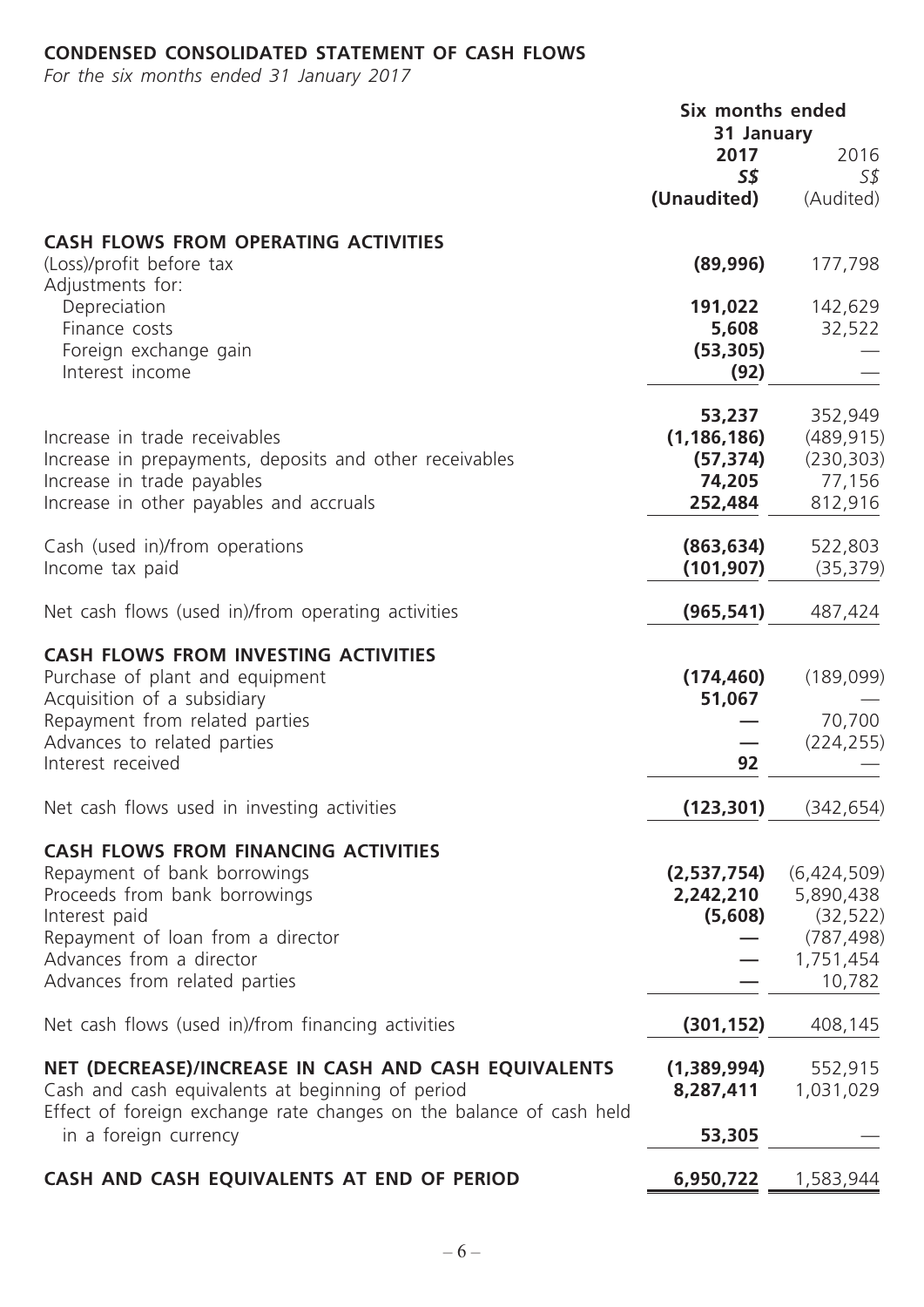## CONDENSED CONSOLIDATED STATEMENT OF CASH FLOWS

*For the six months ended 31 January 2017*

| | Six months ended 31 January | |
|---|---|---|
| | **2017** | 2016 |
| | ***S$*** | *S$* |
| | **(Unaudited)** | (Audited) |
| **CASH FLOWS FROM OPERATING ACTIVITIES** | | |
| (Loss)/profit before tax | **(89,996)** | 177,798 |
| Adjustments for: | | |
| Depreciation | **191,022** | 142,629 |
| Finance costs | **5,608** | 32,522 |
| Foreign exchange gain | **(53,305)** | — |
| Interest income | **(92)** | — |
| | **53,237** | 352,949 |
| Increase in trade receivables | **(1,186,186)** | (489,915) |
| Increase in prepayments, deposits and other receivables | **(57,374)** | (230,303) |
| Increase in trade payables | **74,205** | 77,156 |
| Increase in other payables and accruals | **252,484** | 812,916 |
| Cash (used in)/from operations | **(863,634)** | 522,803 |
| Income tax paid | **(101,907)** | (35,379) |
| Net cash flows (used in)/from operating activities | **(965,541)** | 487,424 |
| **CASH FLOWS FROM INVESTING ACTIVITIES** | | |
| Purchase of plant and equipment | **(174,460)** | (189,099) |
| Acquisition of a subsidiary | **51,067** | — |
| Repayment from related parties | **—** | 70,700 |
| Advances to related parties | **—** | (224,255) |
| Interest received | **92** | — |
| Net cash flows used in investing activities | **(123,301)** | (342,654) |
| **CASH FLOWS FROM FINANCING ACTIVITIES** | | |
| Repayment of bank borrowings | **(2,537,754)** | (6,424,509) |
| Proceeds from bank borrowings | **2,242,210** | 5,890,438 |
| Interest paid | **(5,608)** | (32,522) |
| Repayment of loan from a director | **—** | (787,498) |
| Advances from a director | **—** | 1,751,454 |
| Advances from related parties | **—** | 10,782 |
| Net cash flows (used in)/from financing activities | **(301,152)** | 408,145 |
| **NET (DECREASE)/INCREASE IN CASH AND CASH EQUIVALENTS** | **(1,389,994)** | 552,915 |
| Cash and cash equivalents at beginning of period | **8,287,411** | 1,031,029 |
| Effect of foreign exchange rate changes on the balance of cash held in a foreign currency | **53,305** | — |
| **CASH AND CASH EQUIVALENTS AT END OF PERIOD** | **6,950,722** | 1,583,944 |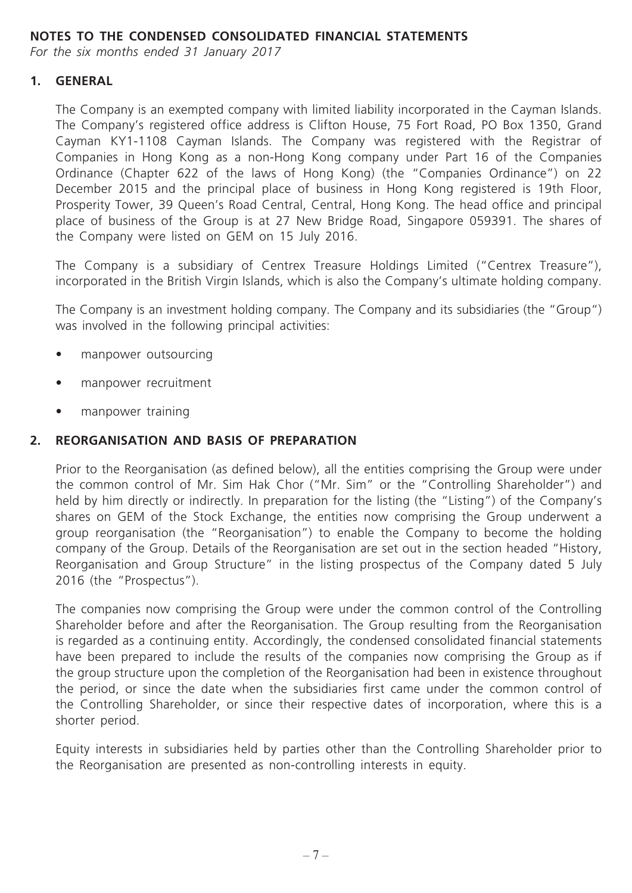**NOTES TO THE CONDENSED CONSOLIDATED FINANCIAL STATEMENTS**

*For the six months ended 31 January 2017*

## 1. GENERAL

The Company is an exempted company with limited liability incorporated in the Cayman Islands. The Company's registered office address is Clifton House, 75 Fort Road, PO Box 1350, Grand Cayman KY1-1108 Cayman Islands. The Company was registered with the Registrar of Companies in Hong Kong as a non-Hong Kong company under Part 16 of the Companies Ordinance (Chapter 622 of the laws of Hong Kong) (the "Companies Ordinance") on 22 December 2015 and the principal place of business in Hong Kong registered is 19th Floor, Prosperity Tower, 39 Queen's Road Central, Central, Hong Kong. The head office and principal place of business of the Group is at 27 New Bridge Road, Singapore 059391. The shares of the Company were listed on GEM on 15 July 2016.

The Company is a subsidiary of Centrex Treasure Holdings Limited ("Centrex Treasure"), incorporated in the British Virgin Islands, which is also the Company's ultimate holding company.

The Company is an investment holding company. The Company and its subsidiaries (the "Group") was involved in the following principal activities:

- manpower outsourcing
- manpower recruitment
- manpower training

## 2. REORGANISATION AND BASIS OF PREPARATION

Prior to the Reorganisation (as defined below), all the entities comprising the Group were under the common control of Mr. Sim Hak Chor ("Mr. Sim" or the "Controlling Shareholder") and held by him directly or indirectly. In preparation for the listing (the "Listing") of the Company's shares on GEM of the Stock Exchange, the entities now comprising the Group underwent a group reorganisation (the "Reorganisation") to enable the Company to become the holding company of the Group. Details of the Reorganisation are set out in the section headed "History, Reorganisation and Group Structure" in the listing prospectus of the Company dated 5 July 2016 (the "Prospectus").

The companies now comprising the Group were under the common control of the Controlling Shareholder before and after the Reorganisation. The Group resulting from the Reorganisation is regarded as a continuing entity. Accordingly, the condensed consolidated financial statements have been prepared to include the results of the companies now comprising the Group as if the group structure upon the completion of the Reorganisation had been in existence throughout the period, or since the date when the subsidiaries first came under the common control of the Controlling Shareholder, or since their respective dates of incorporation, where this is a shorter period.

Equity interests in subsidiaries held by parties other than the Controlling Shareholder prior to the Reorganisation are presented as non-controlling interests in equity.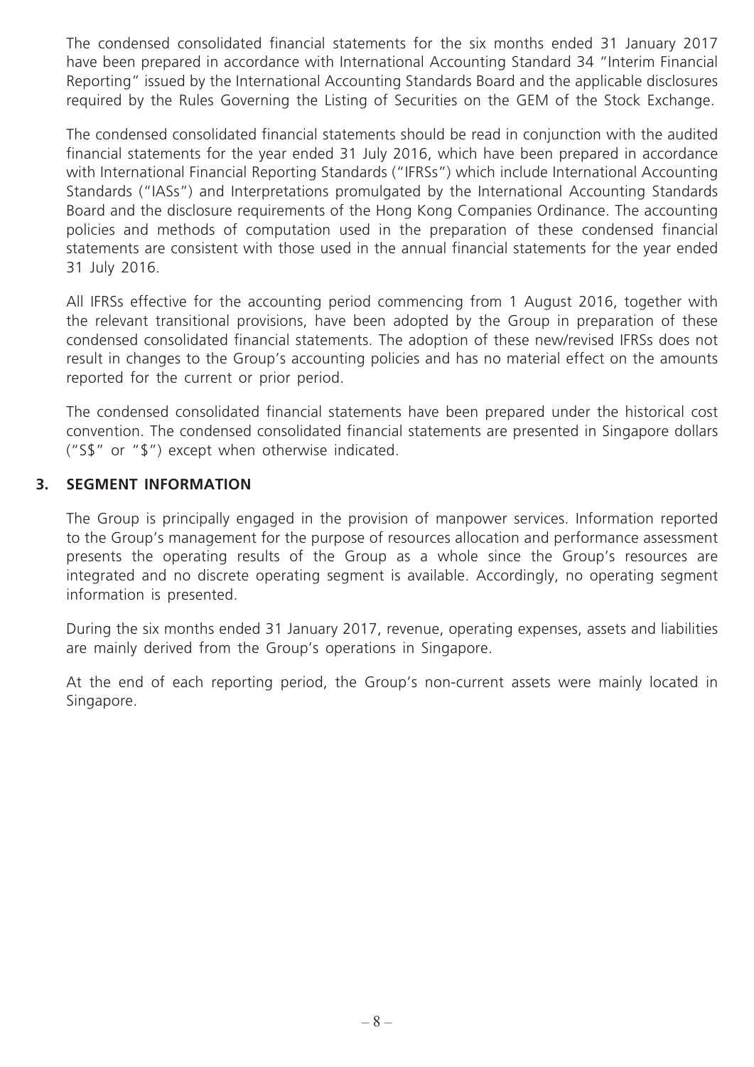The condensed consolidated financial statements for the six months ended 31 January 2017 have been prepared in accordance with International Accounting Standard 34 "Interim Financial Reporting" issued by the International Accounting Standards Board and the applicable disclosures required by the Rules Governing the Listing of Securities on the GEM of the Stock Exchange.

The condensed consolidated financial statements should be read in conjunction with the audited financial statements for the year ended 31 July 2016, which have been prepared in accordance with International Financial Reporting Standards ("IFRSs") which include International Accounting Standards ("IASs") and Interpretations promulgated by the International Accounting Standards Board and the disclosure requirements of the Hong Kong Companies Ordinance. The accounting policies and methods of computation used in the preparation of these condensed financial statements are consistent with those used in the annual financial statements for the year ended 31 July 2016.

All IFRSs effective for the accounting period commencing from 1 August 2016, together with the relevant transitional provisions, have been adopted by the Group in preparation of these condensed consolidated financial statements. The adoption of these new/revised IFRSs does not result in changes to the Group's accounting policies and has no material effect on the amounts reported for the current or prior period.

The condensed consolidated financial statements have been prepared under the historical cost convention. The condensed consolidated financial statements are presented in Singapore dollars ("S$" or "$") except when otherwise indicated.

## 3. SEGMENT INFORMATION

The Group is principally engaged in the provision of manpower services. Information reported to the Group's management for the purpose of resources allocation and performance assessment presents the operating results of the Group as a whole since the Group's resources are integrated and no discrete operating segment is available. Accordingly, no operating segment information is presented.

During the six months ended 31 January 2017, revenue, operating expenses, assets and liabilities are mainly derived from the Group's operations in Singapore.

At the end of each reporting period, the Group's non-current assets were mainly located in Singapore.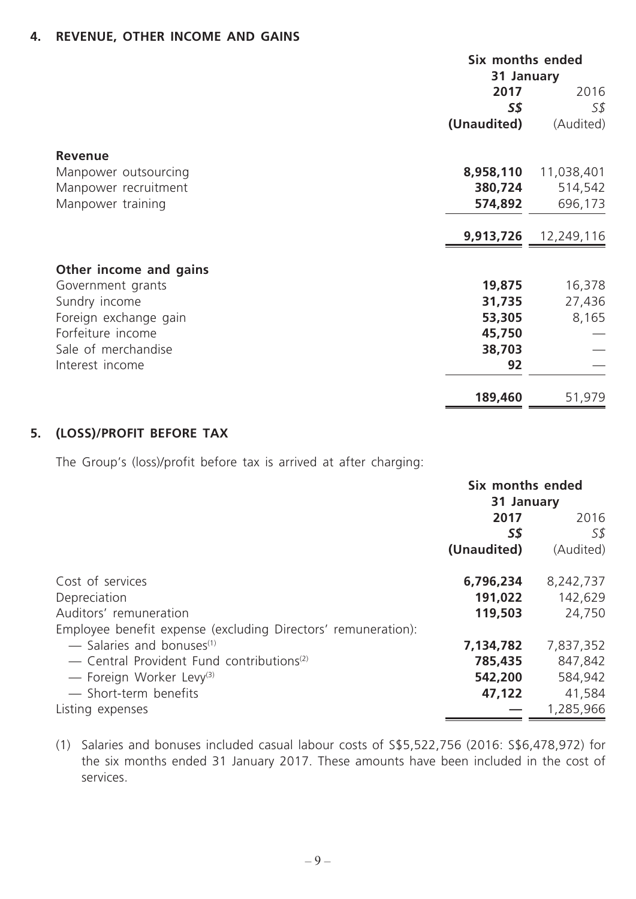## 4. REVENUE, OTHER INCOME AND GAINS

| | Six months ended 31 January | |
|---|---|---|
| | **2017** | 2016 |
| | ***S$*** | *S$* |
| | **(Unaudited)** | (Audited) |
| **Revenue** | | |
| Manpower outsourcing | **8,958,110** | 11,038,401 |
| Manpower recruitment | **380,724** | 514,542 |
| Manpower training | **574,892** | 696,173 |
| | **9,913,726** | 12,249,116 |
| **Other income and gains** | | |
| Government grants | **19,875** | 16,378 |
| Sundry income | **31,735** | 27,436 |
| Foreign exchange gain | **53,305** | 8,165 |
| Forfeiture income | **45,750** | — |
| Sale of merchandise | **38,703** | — |
| Interest income | **92** | — |
| | **189,460** | 51,979 |

## 5. (LOSS)/PROFIT BEFORE TAX

The Group's (loss)/profit before tax is arrived at after charging:

| | Six months ended 31 January | |
|---|---|---|
| | **2017** | 2016 |
| | ***S$*** | *S$* |
| | **(Unaudited)** | (Audited) |
| Cost of services | **6,796,234** | 8,242,737 |
| Depreciation | **191,022** | 142,629 |
| Auditors' remuneration | **119,503** | 24,750 |
| Employee benefit expense (excluding Directors' remuneration): | | |
| — Salaries and bonuses[1] | **7,134,782** | 7,837,352 |
| — Central Provident Fund contributions[2] | **785,435** | 847,842 |
| — Foreign Worker Levy[3] | **542,200** | 584,942 |
| — Short-term benefits | **47,122** | 41,584 |
| Listing expenses | **—** | 1,285,966 |

(1) Salaries and bonuses included casual labour costs of S$5,522,756 (2016: S$6,478,972) for the six months ended 31 January 2017. These amounts have been included in the cost of services.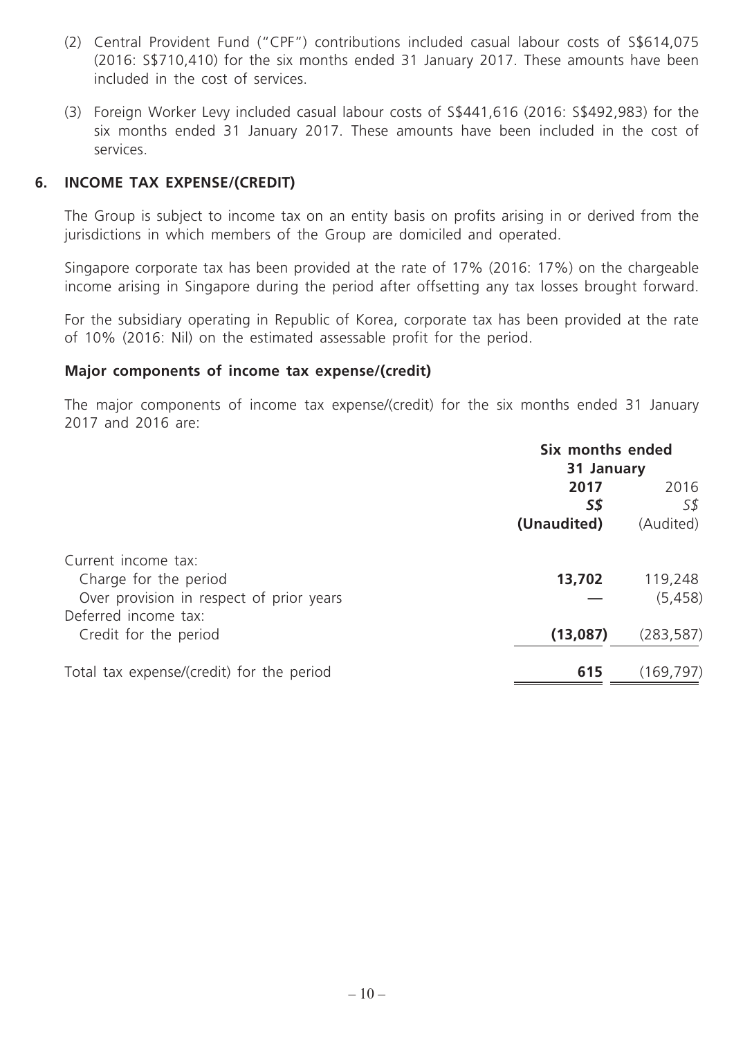(2) Central Provident Fund ("CPF") contributions included casual labour costs of S$614,075 (2016: S$710,410) for the six months ended 31 January 2017. These amounts have been included in the cost of services.

(3) Foreign Worker Levy included casual labour costs of S$441,616 (2016: S$492,983) for the six months ended 31 January 2017. These amounts have been included in the cost of services.

## 6. INCOME TAX EXPENSE/(CREDIT)

The Group is subject to income tax on an entity basis on profits arising in or derived from the jurisdictions in which members of the Group are domiciled and operated.

Singapore corporate tax has been provided at the rate of 17% (2016: 17%) on the chargeable income arising in Singapore during the period after offsetting any tax losses brought forward.

For the subsidiary operating in Republic of Korea, corporate tax has been provided at the rate of 10% (2016: Nil) on the estimated assessable profit for the period.

### Major components of income tax expense/(credit)

The major components of income tax expense/(credit) for the six months ended 31 January 2017 and 2016 are:

| | Six months ended 31 January | |
|---|---|---|
| | **2017** | 2016 |
| | ***S$*** | *S$* |
| | **(Unaudited)** | (Audited) |
| Current income tax: | | |
| Charge for the period | **13,702** | 119,248 |
| Over provision in respect of prior years | **—** | (5,458) |
| Deferred income tax: | | |
| Credit for the period | **(13,087)** | (283,587) |
| Total tax expense/(credit) for the period | **615** | (169,797) |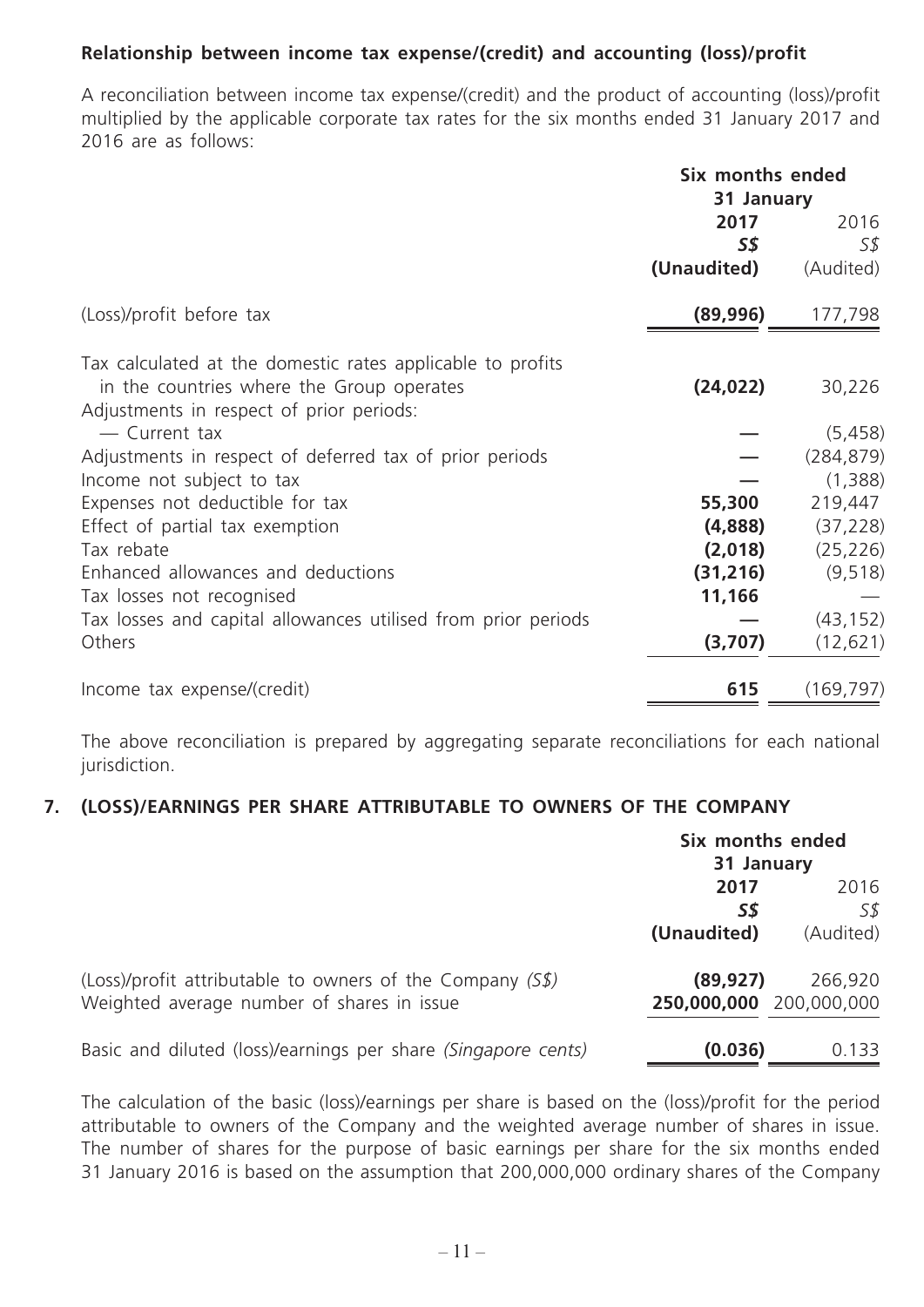**Relationship between income tax expense/(credit) and accounting (loss)/profit**

A reconciliation between income tax expense/(credit) and the product of accounting (loss)/profit multiplied by the applicable corporate tax rates for the six months ended 31 January 2017 and 2016 are as follows:

| | Six months ended 31 January | |
|---|---|---|
| | **2017** | 2016 |
| | ***S$*** | *S$* |
| | **(Unaudited)** | (Audited) |
| (Loss)/profit before tax | **(89,996)** | 177,798 |
| Tax calculated at the domestic rates applicable to profits in the countries where the Group operates | **(24,022)** | 30,226 |
| Adjustments in respect of prior periods: | | |
| — Current tax | **—** | (5,458) |
| Adjustments in respect of deferred tax of prior periods | **—** | (284,879) |
| Income not subject to tax | **—** | (1,388) |
| Expenses not deductible for tax | **55,300** | 219,447 |
| Effect of partial tax exemption | **(4,888)** | (37,228) |
| Tax rebate | **(2,018)** | (25,226) |
| Enhanced allowances and deductions | **(31,216)** | (9,518) |
| Tax losses not recognised | **11,166** | — |
| Tax losses and capital allowances utilised from prior periods | **—** | (43,152) |
| Others | **(3,707)** | (12,621) |
| Income tax expense/(credit) | **615** | (169,797) |

The above reconciliation is prepared by aggregating separate reconciliations for each national jurisdiction.

## 7. (LOSS)/EARNINGS PER SHARE ATTRIBUTABLE TO OWNERS OF THE COMPANY

| | Six months ended 31 January | |
|---|---|---|
| | **2017** | 2016 |
| | ***S$*** | *S$* |
| | **(Unaudited)** | (Audited) |
| (Loss)/profit attributable to owners of the Company *(S$)* | **(89,927)** | 266,920 |
| Weighted average number of shares in issue | **250,000,000** | 200,000,000 |
| Basic and diluted (loss)/earnings per share *(Singapore cents)* | **(0.036)** | 0.133 |

The calculation of the basic (loss)/earnings per share is based on the (loss)/profit for the period attributable to owners of the Company and the weighted average number of shares in issue. The number of shares for the purpose of basic earnings per share for the six months ended 31 January 2016 is based on the assumption that 200,000,000 ordinary shares of the Company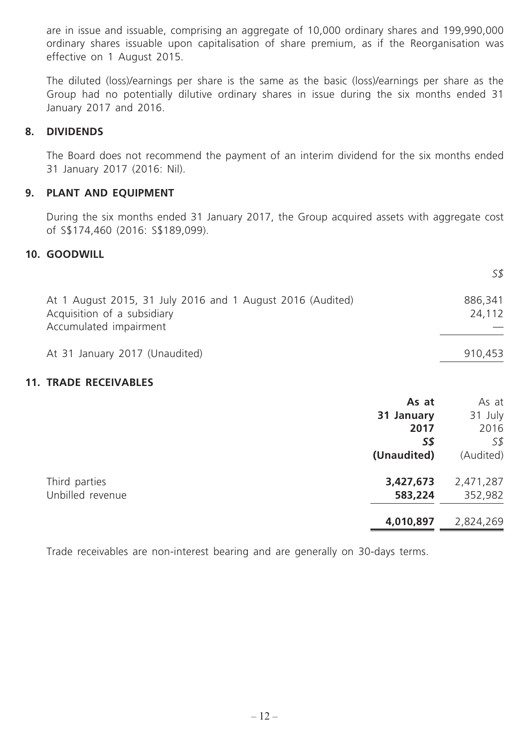are in issue and issuable, comprising an aggregate of 10,000 ordinary shares and 199,990,000 ordinary shares issuable upon capitalisation of share premium, as if the Reorganisation was effective on 1 August 2015.

The diluted (loss)/earnings per share is the same as the basic (loss)/earnings per share as the Group had no potentially dilutive ordinary shares in issue during the six months ended 31 January 2017 and 2016.

## 8. DIVIDENDS

The Board does not recommend the payment of an interim dividend for the six months ended 31 January 2017 (2016: Nil).

## 9. PLANT AND EQUIPMENT

During the six months ended 31 January 2017, the Group acquired assets with aggregate cost of S$174,460 (2016: S$189,099).

## 10. GOODWILL

| | *S$* |
|---|---|
| At 1 August 2015, 31 July 2016 and 1 August 2016 (Audited) | 886,341 |
| Acquisition of a subsidiary | 24,112 |
| Accumulated impairment | — |
| At 31 January 2017 (Unaudited) | 910,453 |

## 11. TRADE RECEIVABLES

| | **As at 31 January 2017** | As at 31 July 2016 |
|---|---|---|
| | ***S$*** | *S$* |
| | **(Unaudited)** | (Audited) |
| Third parties | **3,427,673** | 2,471,287 |
| Unbilled revenue | **583,224** | 352,982 |
| | **4,010,897** | 2,824,269 |

Trade receivables are non-interest bearing and are generally on 30-days terms.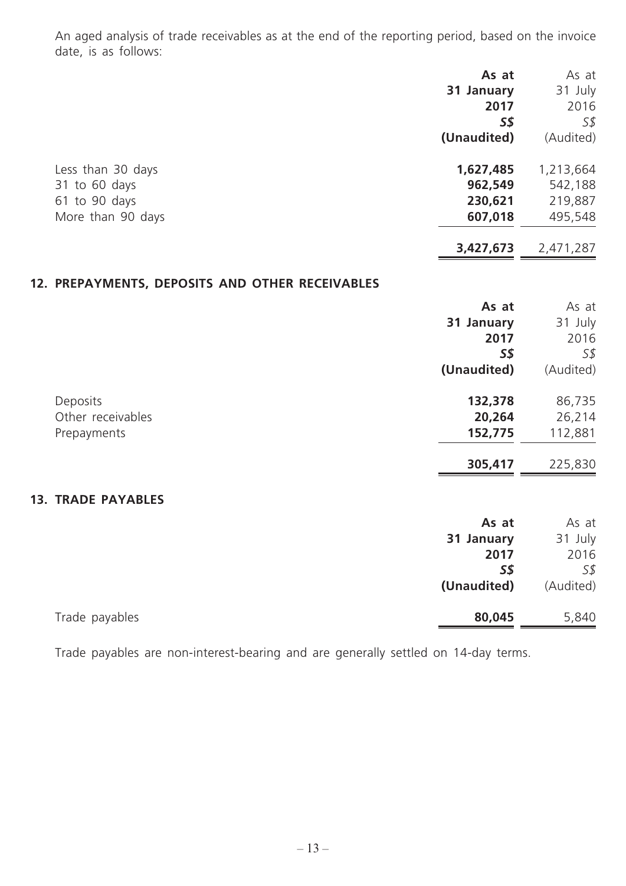An aged analysis of trade receivables as at the end of the reporting period, based on the invoice date, is as follows:

| | **As at 31 January 2017** | As at 31 July 2016 |
|---|---|---|
| | ***S$*** | *S$* |
| | **(Unaudited)** | (Audited) |
| Less than 30 days | **1,627,485** | 1,213,664 |
| 31 to 60 days | **962,549** | 542,188 |
| 61 to 90 days | **230,621** | 219,887 |
| More than 90 days | **607,018** | 495,548 |
| | **3,427,673** | 2,471,287 |

## 12. PREPAYMENTS, DEPOSITS AND OTHER RECEIVABLES

| | **As at 31 January 2017** | As at 31 July 2016 |
|---|---|---|
| | ***S$*** | *S$* |
| | **(Unaudited)** | (Audited) |
| Deposits | **132,378** | 86,735 |
| Other receivables | **20,264** | 26,214 |
| Prepayments | **152,775** | 112,881 |
| | **305,417** | 225,830 |

## 13. TRADE PAYABLES

| | **As at 31 January 2017** | As at 31 July 2016 |
|---|---|---|
| | ***S$*** | *S$* |
| | **(Unaudited)** | (Audited) |
| Trade payables | **80,045** | 5,840 |

Trade payables are non-interest-bearing and are generally settled on 14-day terms.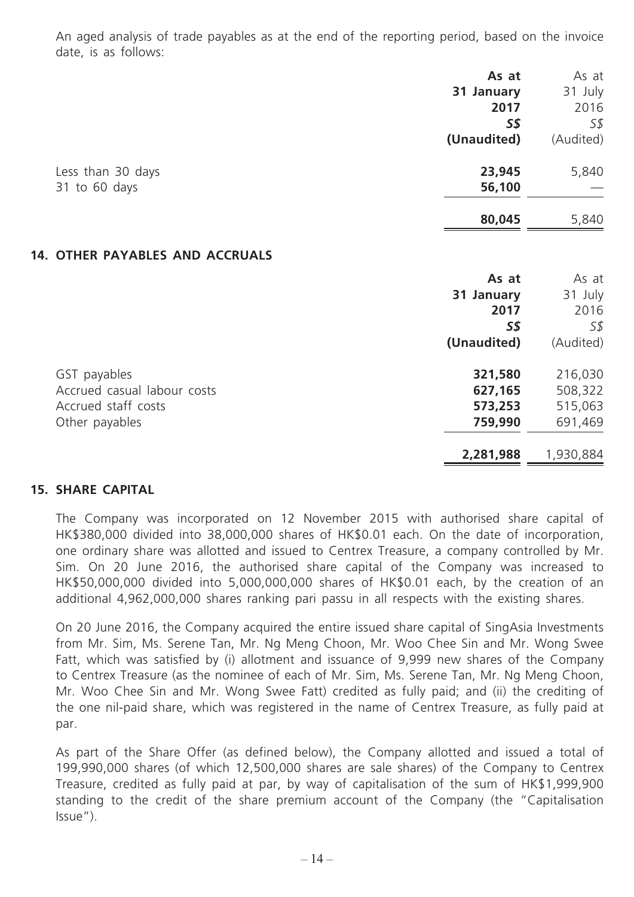An aged analysis of trade payables as at the end of the reporting period, based on the invoice date, is as follows:

| | **As at 31 January 2017** | As at 31 July 2016 |
|---|---|---|
| | ***S$*** | *S$* |
| | **(Unaudited)** | (Audited) |
| Less than 30 days | **23,945** | 5,840 |
| 31 to 60 days | **56,100** | — |
| | **80,045** | 5,840 |

## 14. OTHER PAYABLES AND ACCRUALS

| | **As at 31 January 2017** | As at 31 July 2016 |
|---|---|---|
| | ***S$*** | *S$* |
| | **(Unaudited)** | (Audited) |
| GST payables | **321,580** | 216,030 |
| Accrued casual labour costs | **627,165** | 508,322 |
| Accrued staff costs | **573,253** | 515,063 |
| Other payables | **759,990** | 691,469 |
| | **2,281,988** | 1,930,884 |

## 15. SHARE CAPITAL

The Company was incorporated on 12 November 2015 with authorised share capital of HK$380,000 divided into 38,000,000 shares of HK$0.01 each. On the date of incorporation, one ordinary share was allotted and issued to Centrex Treasure, a company controlled by Mr. Sim. On 20 June 2016, the authorised share capital of the Company was increased to HK$50,000,000 divided into 5,000,000,000 shares of HK$0.01 each, by the creation of an additional 4,962,000,000 shares ranking pari passu in all respects with the existing shares.

On 20 June 2016, the Company acquired the entire issued share capital of SingAsia Investments from Mr. Sim, Ms. Serene Tan, Mr. Ng Meng Choon, Mr. Woo Chee Sin and Mr. Wong Swee Fatt, which was satisfied by (i) allotment and issuance of 9,999 new shares of the Company to Centrex Treasure (as the nominee of each of Mr. Sim, Ms. Serene Tan, Mr. Ng Meng Choon, Mr. Woo Chee Sin and Mr. Wong Swee Fatt) credited as fully paid; and (ii) the crediting of the one nil-paid share, which was registered in the name of Centrex Treasure, as fully paid at par.

As part of the Share Offer (as defined below), the Company allotted and issued a total of 199,990,000 shares (of which 12,500,000 shares are sale shares) of the Company to Centrex Treasure, credited as fully paid at par, by way of capitalisation of the sum of HK$1,999,900 standing to the credit of the share premium account of the Company (the "Capitalisation Issue").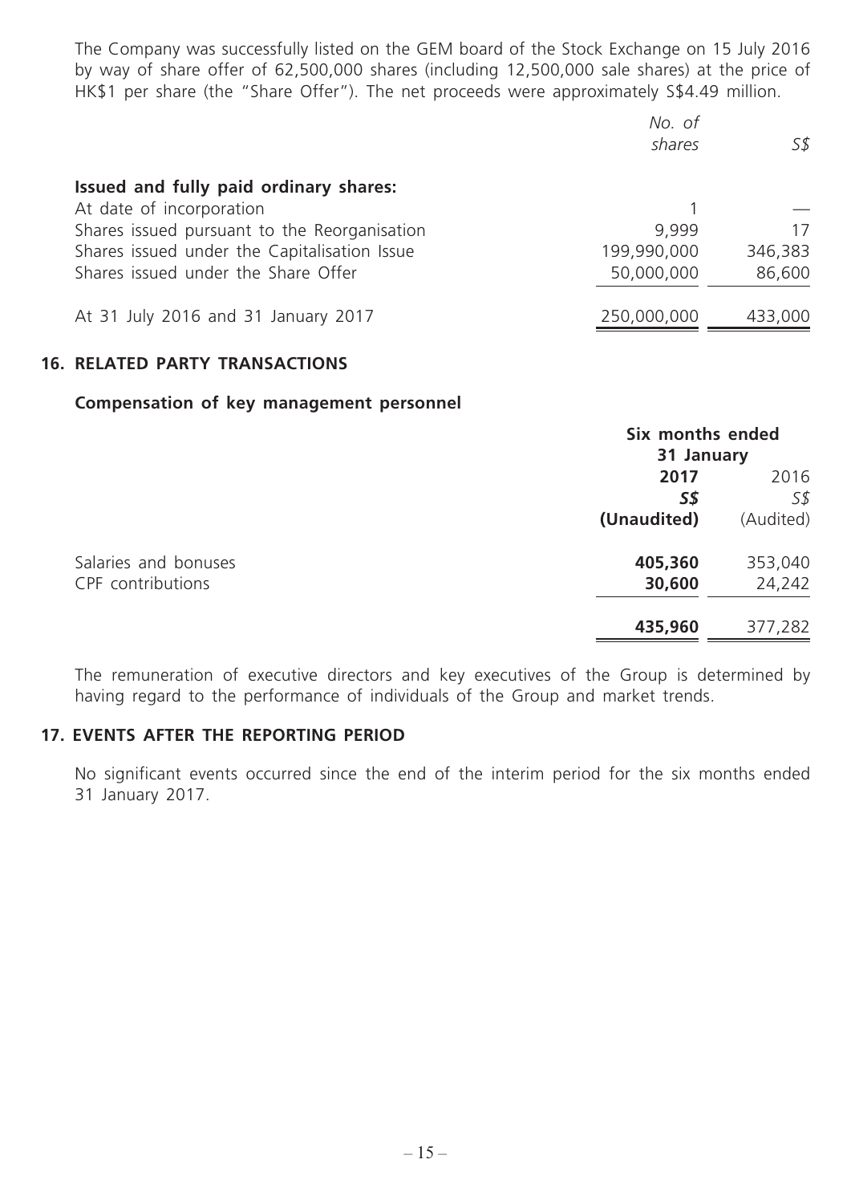The Company was successfully listed on the GEM board of the Stock Exchange on 15 July 2016 by way of share offer of 62,500,000 shares (including 12,500,000 sale shares) at the price of HK$1 per share (the "Share Offer"). The net proceeds were approximately S$4.49 million.

| | *No. of shares* | *S$* |
|---|---|---|
| **Issued and fully paid ordinary shares:** | | |
| At date of incorporation | 1 | — |
| Shares issued pursuant to the Reorganisation | 9,999 | 17 |
| Shares issued under the Capitalisation Issue | 199,990,000 | 346,383 |
| Shares issued under the Share Offer | 50,000,000 | 86,600 |
| At 31 July 2016 and 31 January 2017 | 250,000,000 | 433,000 |

## 16. RELATED PARTY TRANSACTIONS

### Compensation of key management personnel

| | **Six months ended 31 January** | |
|---|---|---|
| | **2017** | 2016 |
| | ***S$*** | *S$* |
| | **(Unaudited)** | (Audited) |
| Salaries and bonuses | **405,360** | 353,040 |
| CPF contributions | **30,600** | 24,242 |
| | **435,960** | 377,282 |

The remuneration of executive directors and key executives of the Group is determined by having regard to the performance of individuals of the Group and market trends.

## 17. EVENTS AFTER THE REPORTING PERIOD

No significant events occurred since the end of the interim period for the six months ended 31 January 2017.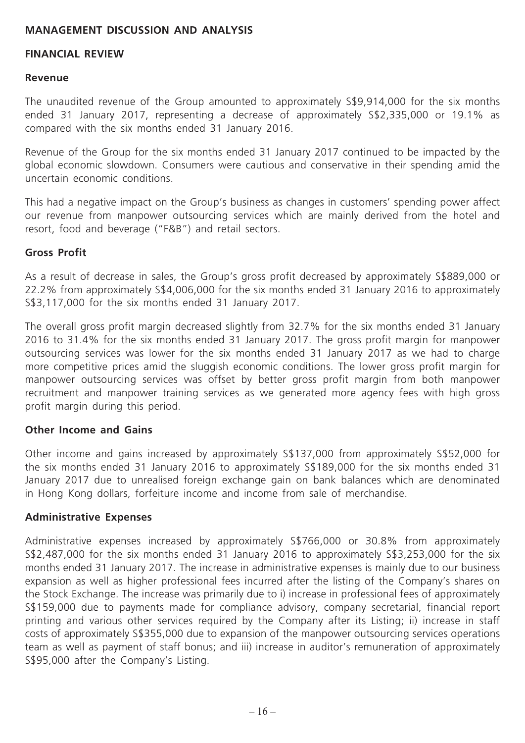## MANAGEMENT DISCUSSION AND ANALYSIS

### FINANCIAL REVIEW

#### Revenue

The unaudited revenue of the Group amounted to approximately S$9,914,000 for the six months ended 31 January 2017, representing a decrease of approximately S$2,335,000 or 19.1% as compared with the six months ended 31 January 2016.

Revenue of the Group for the six months ended 31 January 2017 continued to be impacted by the global economic slowdown. Consumers were cautious and conservative in their spending amid the uncertain economic conditions.

This had a negative impact on the Group's business as changes in customers' spending power affect our revenue from manpower outsourcing services which are mainly derived from the hotel and resort, food and beverage ("F&B") and retail sectors.

#### Gross Profit

As a result of decrease in sales, the Group's gross profit decreased by approximately S$889,000 or 22.2% from approximately S$4,006,000 for the six months ended 31 January 2016 to approximately S$3,117,000 for the six months ended 31 January 2017.

The overall gross profit margin decreased slightly from 32.7% for the six months ended 31 January 2016 to 31.4% for the six months ended 31 January 2017. The gross profit margin for manpower outsourcing services was lower for the six months ended 31 January 2017 as we had to charge more competitive prices amid the sluggish economic conditions. The lower gross profit margin for manpower outsourcing services was offset by better gross profit margin from both manpower recruitment and manpower training services as we generated more agency fees with high gross profit margin during this period.

#### Other Income and Gains

Other income and gains increased by approximately S$137,000 from approximately S$52,000 for the six months ended 31 January 2016 to approximately S$189,000 for the six months ended 31 January 2017 due to unrealised foreign exchange gain on bank balances which are denominated in Hong Kong dollars, forfeiture income and income from sale of merchandise.

#### Administrative Expenses

Administrative expenses increased by approximately S$766,000 or 30.8% from approximately S$2,487,000 for the six months ended 31 January 2016 to approximately S$3,253,000 for the six months ended 31 January 2017. The increase in administrative expenses is mainly due to our business expansion as well as higher professional fees incurred after the listing of the Company's shares on the Stock Exchange. The increase was primarily due to i) increase in professional fees of approximately S$159,000 due to payments made for compliance advisory, company secretarial, financial report printing and various other services required by the Company after its Listing; ii) increase in staff costs of approximately S$355,000 due to expansion of the manpower outsourcing services operations team as well as payment of staff bonus; and iii) increase in auditor's remuneration of approximately S$95,000 after the Company's Listing.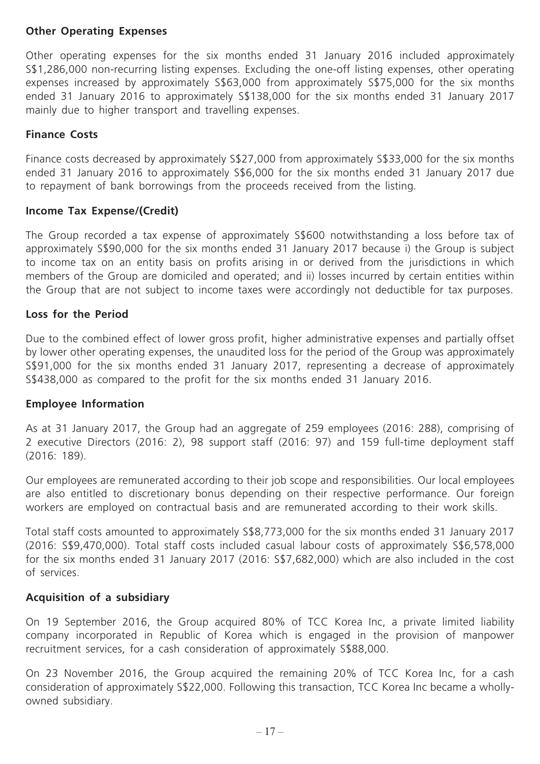**Other Operating Expenses**

Other operating expenses for the six months ended 31 January 2016 included approximately S$1,286,000 non-recurring listing expenses. Excluding the one-off listing expenses, other operating expenses increased by approximately S$63,000 from approximately S$75,000 for the six months ended 31 January 2016 to approximately S$138,000 for the six months ended 31 January 2017 mainly due to higher transport and travelling expenses.

**Finance Costs**

Finance costs decreased by approximately S$27,000 from approximately S$33,000 for the six months ended 31 January 2016 to approximately S$6,000 for the six months ended 31 January 2017 due to repayment of bank borrowings from the proceeds received from the listing.

**Income Tax Expense/(Credit)**

The Group recorded a tax expense of approximately S$600 notwithstanding a loss before tax of approximately S$90,000 for the six months ended 31 January 2017 because i) the Group is subject to income tax on an entity basis on profits arising in or derived from the jurisdictions in which members of the Group are domiciled and operated; and ii) losses incurred by certain entities within the Group that are not subject to income taxes were accordingly not deductible for tax purposes.

**Loss for the Period**

Due to the combined effect of lower gross profit, higher administrative expenses and partially offset by lower other operating expenses, the unaudited loss for the period of the Group was approximately S$91,000 for the six months ended 31 January 2017, representing a decrease of approximately S$438,000 as compared to the profit for the six months ended 31 January 2016.

**Employee Information**

As at 31 January 2017, the Group had an aggregate of 259 employees (2016: 288), comprising of 2 executive Directors (2016: 2), 98 support staff (2016: 97) and 159 full-time deployment staff (2016: 189).

Our employees are remunerated according to their job scope and responsibilities. Our local employees are also entitled to discretionary bonus depending on their respective performance. Our foreign workers are employed on contractual basis and are remunerated according to their work skills.

Total staff costs amounted to approximately S$8,773,000 for the six months ended 31 January 2017 (2016: S$9,470,000). Total staff costs included casual labour costs of approximately S$6,578,000 for the six months ended 31 January 2017 (2016: S$7,682,000) which are also included in the cost of services.

**Acquisition of a subsidiary**

On 19 September 2016, the Group acquired 80% of TCC Korea Inc, a private limited liability company incorporated in Republic of Korea which is engaged in the provision of manpower recruitment services, for a cash consideration of approximately S$88,000.

On 23 November 2016, the Group acquired the remaining 20% of TCC Korea Inc, for a cash consideration of approximately S$22,000. Following this transaction, TCC Korea Inc became a wholly-owned subsidiary.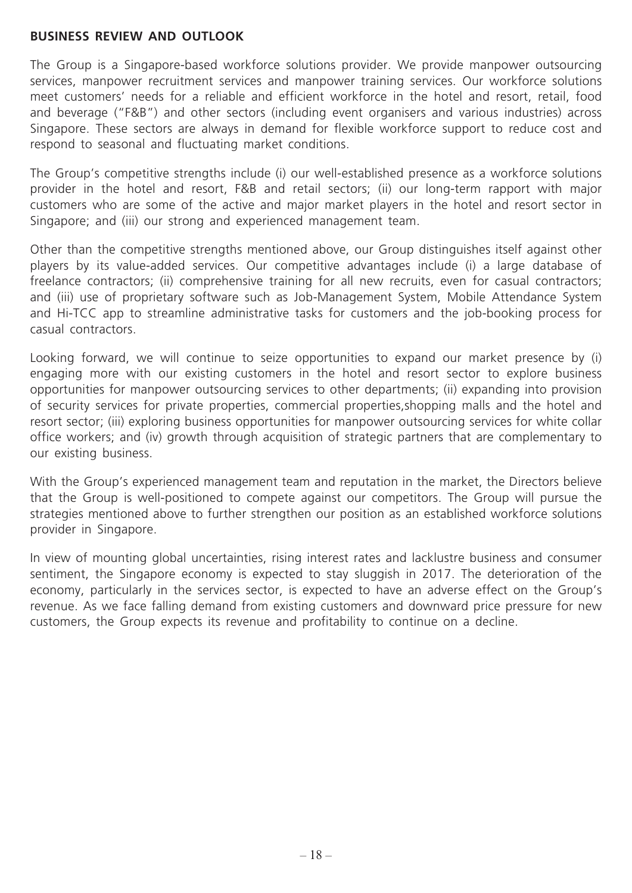## BUSINESS REVIEW AND OUTLOOK

The Group is a Singapore-based workforce solutions provider. We provide manpower outsourcing services, manpower recruitment services and manpower training services. Our workforce solutions meet customers' needs for a reliable and efficient workforce in the hotel and resort, retail, food and beverage ("F&B") and other sectors (including event organisers and various industries) across Singapore. These sectors are always in demand for flexible workforce support to reduce cost and respond to seasonal and fluctuating market conditions.

The Group's competitive strengths include (i) our well-established presence as a workforce solutions provider in the hotel and resort, F&B and retail sectors; (ii) our long-term rapport with major customers who are some of the active and major market players in the hotel and resort sector in Singapore; and (iii) our strong and experienced management team.

Other than the competitive strengths mentioned above, our Group distinguishes itself against other players by its value-added services. Our competitive advantages include (i) a large database of freelance contractors; (ii) comprehensive training for all new recruits, even for casual contractors; and (iii) use of proprietary software such as Job-Management System, Mobile Attendance System and Hi-TCC app to streamline administrative tasks for customers and the job-booking process for casual contractors.

Looking forward, we will continue to seize opportunities to expand our market presence by (i) engaging more with our existing customers in the hotel and resort sector to explore business opportunities for manpower outsourcing services to other departments; (ii) expanding into provision of security services for private properties, commercial properties,shopping malls and the hotel and resort sector; (iii) exploring business opportunities for manpower outsourcing services for white collar office workers; and (iv) growth through acquisition of strategic partners that are complementary to our existing business.

With the Group's experienced management team and reputation in the market, the Directors believe that the Group is well-positioned to compete against our competitors. The Group will pursue the strategies mentioned above to further strengthen our position as an established workforce solutions provider in Singapore.

In view of mounting global uncertainties, rising interest rates and lacklustre business and consumer sentiment, the Singapore economy is expected to stay sluggish in 2017. The deterioration of the economy, particularly in the services sector, is expected to have an adverse effect on the Group's revenue. As we face falling demand from existing customers and downward price pressure for new customers, the Group expects its revenue and profitability to continue on a decline.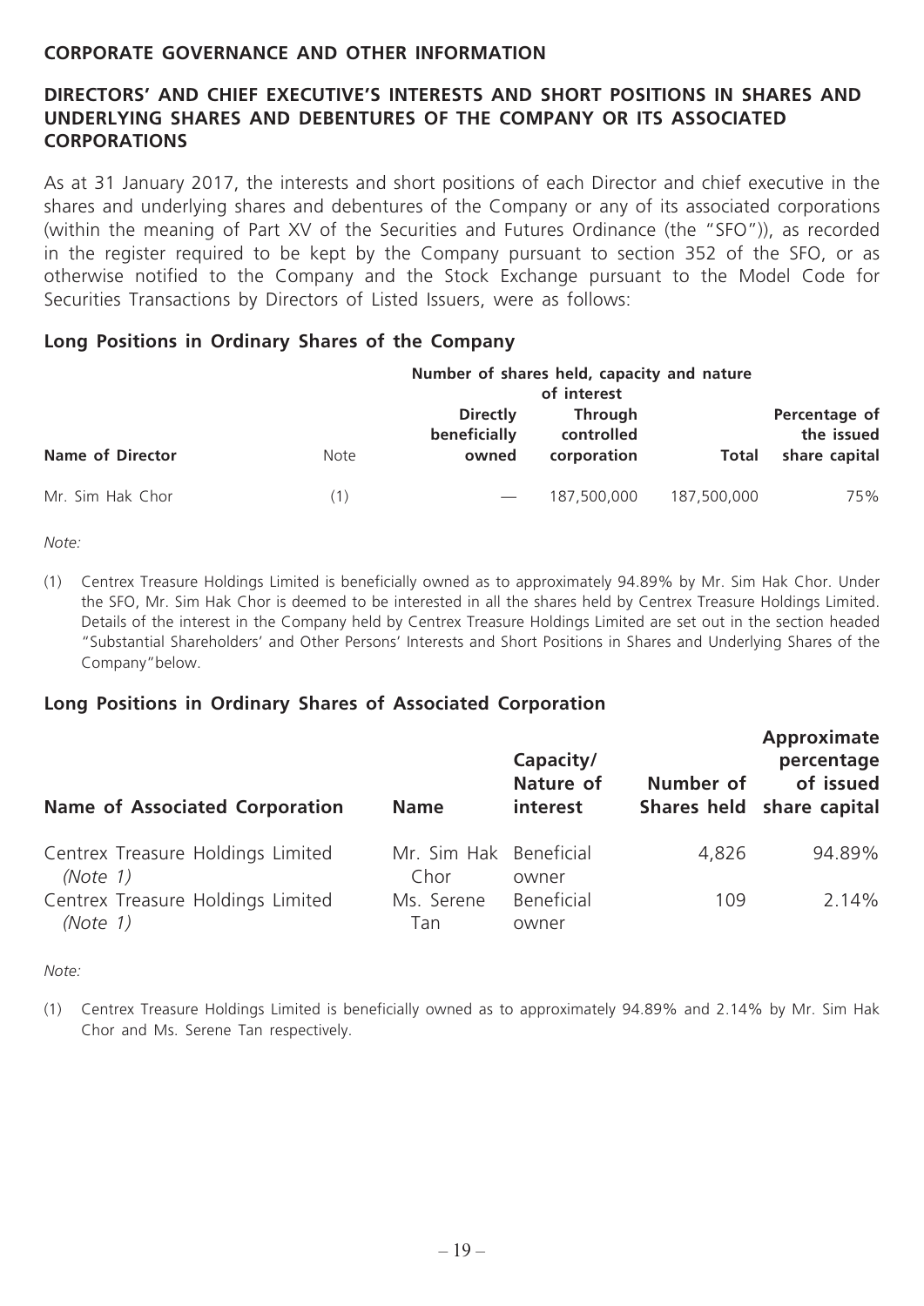## CORPORATE GOVERNANCE AND OTHER INFORMATION

### DIRECTORS' AND CHIEF EXECUTIVE'S INTERESTS AND SHORT POSITIONS IN SHARES AND UNDERLYING SHARES AND DEBENTURES OF THE COMPANY OR ITS ASSOCIATED CORPORATIONS

As at 31 January 2017, the interests and short positions of each Director and chief executive in the shares and underlying shares and debentures of the Company or any of its associated corporations (within the meaning of Part XV of the Securities and Futures Ordinance (the "SFO")), as recorded in the register required to be kept by the Company pursuant to section 352 of the SFO, or as otherwise notified to the Company and the Stock Exchange pursuant to the Model Code for Securities Transactions by Directors of Listed Issuers, were as follows:

#### Long Positions in Ordinary Shares of the Company

| Name of Director | Note | Number of shares held, capacity and nature of interest | | | Percentage of the issued share capital |
|---|---|---|---|---|---|
| | | Directly beneficially owned | Through controlled corporation | Total | |
| Mr. Sim Hak Chor | (1) | — | 187,500,000 | 187,500,000 | 75% |

*Note:*

(1) Centrex Treasure Holdings Limited is beneficially owned as to approximately 94.89% by Mr. Sim Hak Chor. Under the SFO, Mr. Sim Hak Chor is deemed to be interested in all the shares held by Centrex Treasure Holdings Limited. Details of the interest in the Company held by Centrex Treasure Holdings Limited are set out in the section headed "Substantial Shareholders' and Other Persons' Interests and Short Positions in Shares and Underlying Shares of the Company"below.

#### Long Positions in Ordinary Shares of Associated Corporation

| Name of Associated Corporation | Name | Capacity/ Nature of interest | Number of Shares held | Approximate percentage of issued share capital |
|---|---|---|---|---|
| Centrex Treasure Holdings Limited *(Note 1)* | Mr. Sim Hak Chor | Beneficial owner | 4,826 | 94.89% |
| Centrex Treasure Holdings Limited *(Note 1)* | Ms. Serene Tan | Beneficial owner | 109 | 2.14% |

*Note:*

(1) Centrex Treasure Holdings Limited is beneficially owned as to approximately 94.89% and 2.14% by Mr. Sim Hak Chor and Ms. Serene Tan respectively.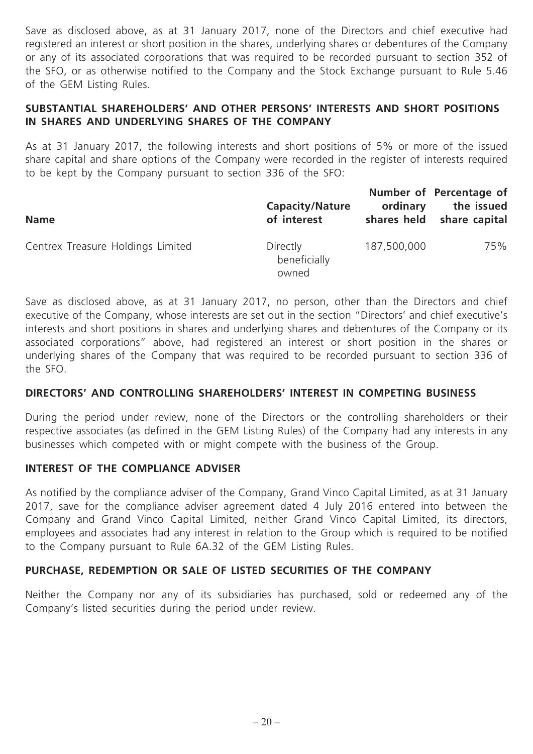Save as disclosed above, as at 31 January 2017, none of the Directors and chief executive had registered an interest or short position in the shares, underlying shares or debentures of the Company or any of its associated corporations that was required to be recorded pursuant to section 352 of the SFO, or as otherwise notified to the Company and the Stock Exchange pursuant to Rule 5.46 of the GEM Listing Rules.

## SUBSTANTIAL SHAREHOLDERS' AND OTHER PERSONS' INTERESTS AND SHORT POSITIONS IN SHARES AND UNDERLYING SHARES OF THE COMPANY

As at 31 January 2017, the following interests and short positions of 5% or more of the issued share capital and share options of the Company were recorded in the register of interests required to be kept by the Company pursuant to section 336 of the SFO:

| Name | Capacity/Nature of interest | Number of ordinary shares held | Percentage of the issued share capital |
|---|---|---|---|
| Centrex Treasure Holdings Limited | Directly beneficially owned | 187,500,000 | 75% |

Save as disclosed above, as at 31 January 2017, no person, other than the Directors and chief executive of the Company, whose interests are set out in the section "Directors' and chief executive's interests and short positions in shares and underlying shares and debentures of the Company or its associated corporations" above, had registered an interest or short position in the shares or underlying shares of the Company that was required to be recorded pursuant to section 336 of the SFO.

## DIRECTORS' AND CONTROLLING SHAREHOLDERS' INTEREST IN COMPETING BUSINESS

During the period under review, none of the Directors or the controlling shareholders or their respective associates (as defined in the GEM Listing Rules) of the Company had any interests in any businesses which competed with or might compete with the business of the Group.

## INTEREST OF THE COMPLIANCE ADVISER

As notified by the compliance adviser of the Company, Grand Vinco Capital Limited, as at 31 January 2017, save for the compliance adviser agreement dated 4 July 2016 entered into between the Company and Grand Vinco Capital Limited, neither Grand Vinco Capital Limited, its directors, employees and associates had any interest in relation to the Group which is required to be notified to the Company pursuant to Rule 6A.32 of the GEM Listing Rules.

## PURCHASE, REDEMPTION OR SALE OF LISTED SECURITIES OF THE COMPANY

Neither the Company nor any of its subsidiaries has purchased, sold or redeemed any of the Company's listed securities during the period under review.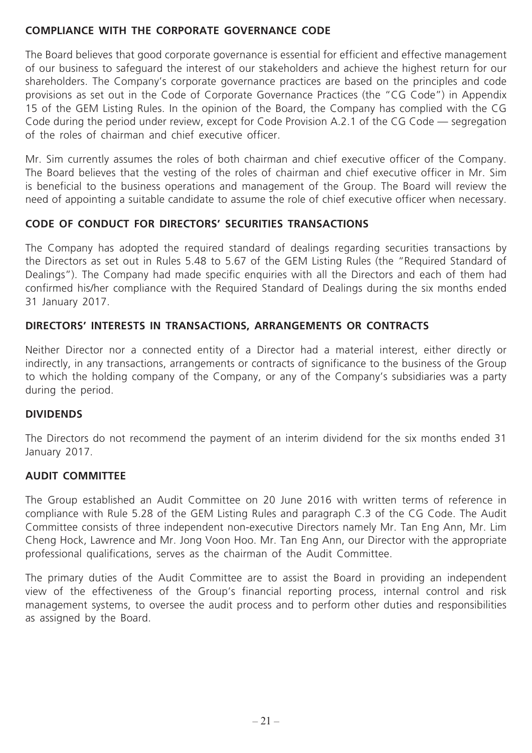## COMPLIANCE WITH THE CORPORATE GOVERNANCE CODE

The Board believes that good corporate governance is essential for efficient and effective management of our business to safeguard the interest of our stakeholders and achieve the highest return for our shareholders. The Company's corporate governance practices are based on the principles and code provisions as set out in the Code of Corporate Governance Practices (the "CG Code") in Appendix 15 of the GEM Listing Rules. In the opinion of the Board, the Company has complied with the CG Code during the period under review, except for Code Provision A.2.1 of the CG Code — segregation of the roles of chairman and chief executive officer.

Mr. Sim currently assumes the roles of both chairman and chief executive officer of the Company. The Board believes that the vesting of the roles of chairman and chief executive officer in Mr. Sim is beneficial to the business operations and management of the Group. The Board will review the need of appointing a suitable candidate to assume the role of chief executive officer when necessary.

## CODE OF CONDUCT FOR DIRECTORS' SECURITIES TRANSACTIONS

The Company has adopted the required standard of dealings regarding securities transactions by the Directors as set out in Rules 5.48 to 5.67 of the GEM Listing Rules (the "Required Standard of Dealings"). The Company had made specific enquiries with all the Directors and each of them had confirmed his/her compliance with the Required Standard of Dealings during the six months ended 31 January 2017.

## DIRECTORS' INTERESTS IN TRANSACTIONS, ARRANGEMENTS OR CONTRACTS

Neither Director nor a connected entity of a Director had a material interest, either directly or indirectly, in any transactions, arrangements or contracts of significance to the business of the Group to which the holding company of the Company, or any of the Company's subsidiaries was a party during the period.

## DIVIDENDS

The Directors do not recommend the payment of an interim dividend for the six months ended 31 January 2017.

## AUDIT COMMITTEE

The Group established an Audit Committee on 20 June 2016 with written terms of reference in compliance with Rule 5.28 of the GEM Listing Rules and paragraph C.3 of the CG Code. The Audit Committee consists of three independent non-executive Directors namely Mr. Tan Eng Ann, Mr. Lim Cheng Hock, Lawrence and Mr. Jong Voon Hoo. Mr. Tan Eng Ann, our Director with the appropriate professional qualifications, serves as the chairman of the Audit Committee.

The primary duties of the Audit Committee are to assist the Board in providing an independent view of the effectiveness of the Group's financial reporting process, internal control and risk management systems, to oversee the audit process and to perform other duties and responsibilities as assigned by the Board.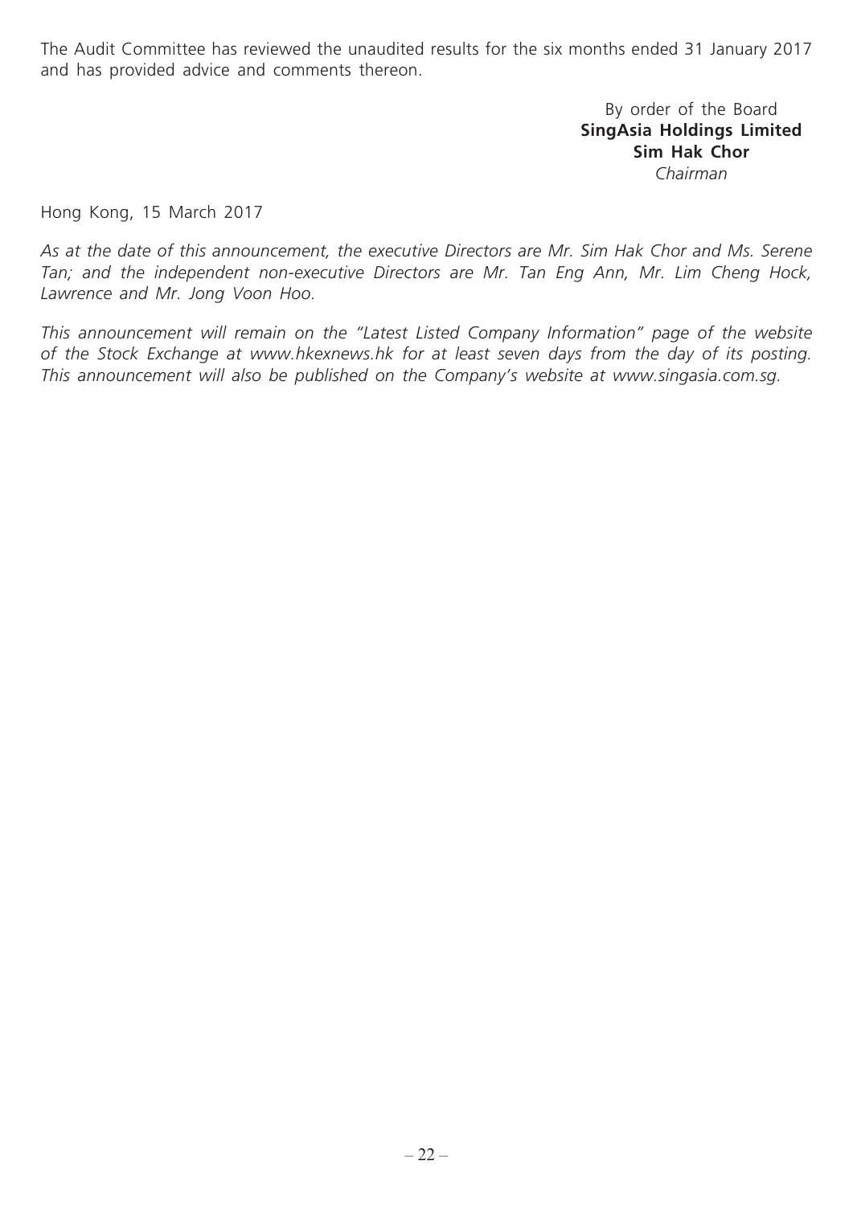The Audit Committee has reviewed the unaudited results for the six months ended 31 January 2017 and has provided advice and comments thereon.

By order of the Board
**SingAsia Holdings Limited**
**Sim Hak Chor**
*Chairman*

Hong Kong, 15 March 2017

*As at the date of this announcement, the executive Directors are Mr. Sim Hak Chor and Ms. Serene Tan; and the independent non-executive Directors are Mr. Tan Eng Ann, Mr. Lim Cheng Hock, Lawrence and Mr. Jong Voon Hoo.*

*This announcement will remain on the "Latest Listed Company Information" page of the website of the Stock Exchange at www.hkexnews.hk for at least seven days from the day of its posting. This announcement will also be published on the Company's website at www.singasia.com.sg.*